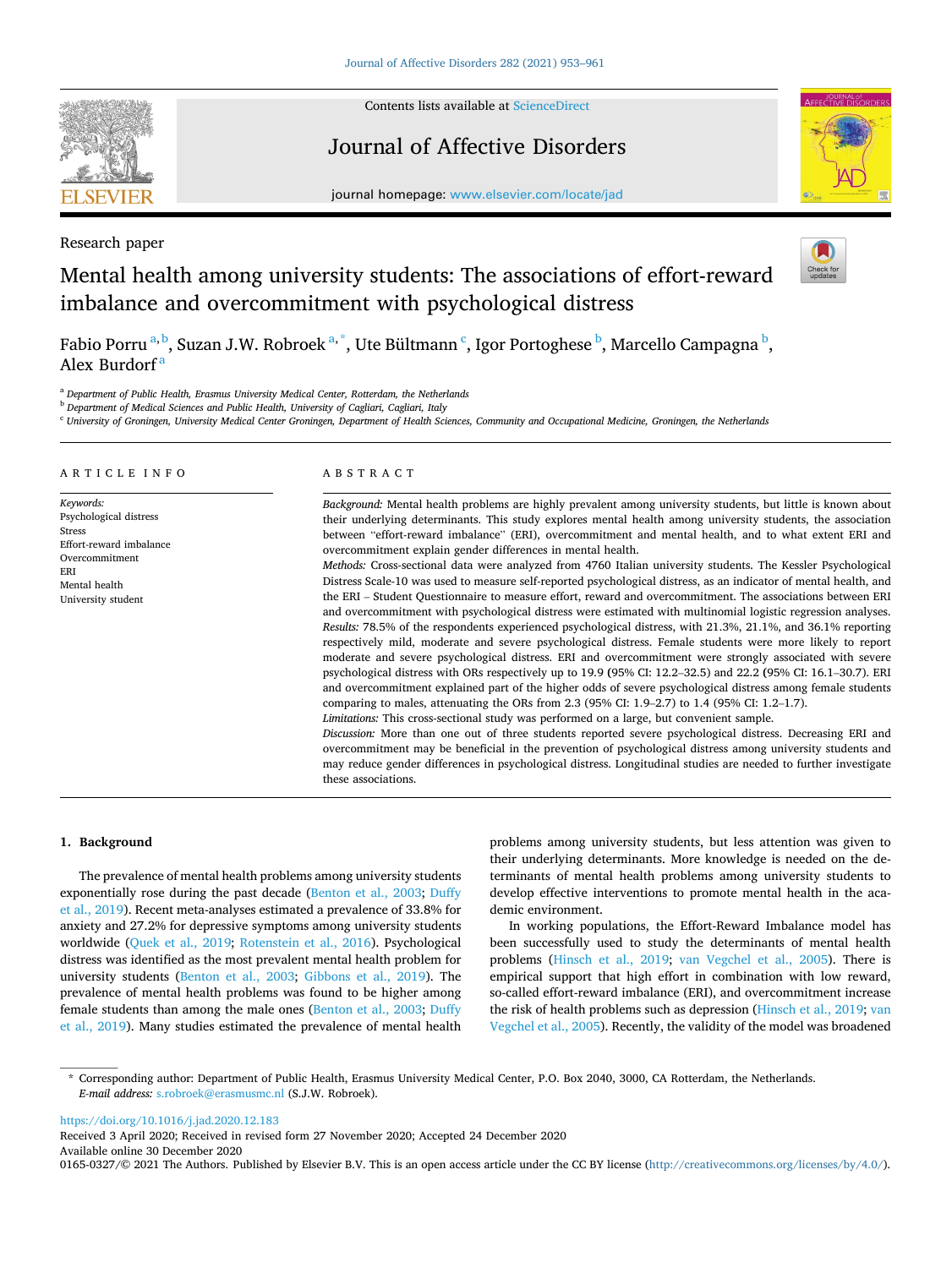Research paper

# Mental health among university students: The associations of effort-reward imbalance and overcommitment with psychological distress

Fabio Porru[a,b], Suzan J.W. Robroek[a,*], Ute Bültmann[c], Igor Portoghese[b], Marcello Campagna[b], Alex Burdorf[a]

[a] Department of Public Health, Erasmus University Medical Center, Rotterdam, the Netherlands
[b] Department of Medical Sciences and Public Health, University of Cagliari, Cagliari, Italy
[c] University of Groningen, University Medical Center Groningen, Department of Health Sciences, Community and Occupational Medicine, Groningen, the Netherlands

## ARTICLE INFO

*Keywords:*
Psychological distress
Stress
Effort-reward imbalance
Overcommitment
ERI
Mental health
University student

## ABSTRACT

*Background:* Mental health problems are highly prevalent among university students, but little is known about their underlying determinants. This study explores mental health among university students, the association between "effort-reward imbalance" (ERI), overcommitment and mental health, and to what extent ERI and overcommitment explain gender differences in mental health.

*Methods:* Cross-sectional data were analyzed from 4760 Italian university students. The Kessler Psychological Distress Scale-10 was used to measure self-reported psychological distress, as an indicator of mental health, and the ERI – Student Questionnaire to measure effort, reward and overcommitment. The associations between ERI and overcommitment with psychological distress were estimated with multinomial logistic regression analyses.

*Results:* 78.5% of the respondents experienced psychological distress, with 21.3%, 21.1%, and 36.1% reporting respectively mild, moderate and severe psychological distress. Female students were more likely to report moderate and severe psychological distress. ERI and overcommitment were strongly associated with severe psychological distress with ORs respectively up to 19.9 (95% CI: 12.2–32.5) and 22.2 (95% CI: 16.1–30.7). ERI and overcommitment explained part of the higher odds of severe psychological distress among female students comparing to males, attenuating the ORs from 2.3 (95% CI: 1.9–2.7) to 1.4 (95% CI: 1.2–1.7).

*Limitations:* This cross-sectional study was performed on a large, but convenient sample.

*Discussion:* More than one out of three students reported severe psychological distress. Decreasing ERI and overcommitment may be beneficial in the prevention of psychological distress among university students and may reduce gender differences in psychological distress. Longitudinal studies are needed to further investigate these associations.

## 1. Background

The prevalence of mental health problems among university students exponentially rose during the past decade (Benton et al., 2003; Duffy et al., 2019). Recent meta-analyses estimated a prevalence of 33.8% for anxiety and 27.2% for depressive symptoms among university students worldwide (Quek et al., 2019; Rotenstein et al., 2016). Psychological distress was identified as the most prevalent mental health problem for university students (Benton et al., 2003; Gibbons et al., 2019). The prevalence of mental health problems was found to be higher among female students than among the male ones (Benton et al., 2003; Duffy et al., 2019). Many studies estimated the prevalence of mental health problems among university students, but less attention was given to their underlying determinants. More knowledge is needed on the determinants of mental health problems among university students to develop effective interventions to promote mental health in the academic environment.

In working populations, the Effort-Reward Imbalance model has been successfully used to study the determinants of mental health problems (Hinsch et al., 2019; van Vegchel et al., 2005). There is empirical support that high effort in combination with low reward, so-called effort-reward imbalance (ERI), and overcommitment increase the risk of health problems such as depression (Hinsch et al., 2019; van Vegchel et al., 2005). Recently, the validity of the model was broadened

* Corresponding author: Department of Public Health, Erasmus University Medical Center, P.O. Box 2040, 3000, CA Rotterdam, the Netherlands.
*E-mail address:* s.robroek@erasmusmc.nl (S.J.W. Robroek).

https://doi.org/10.1016/j.jad.2020.12.183
Received 3 April 2020; Received in revised form 27 November 2020; Accepted 24 December 2020
Available online 30 December 2020
0165-0327/© 2021 The Authors. Published by Elsevier B.V. This is an open access article under the CC BY license (http://creativecommons.org/licenses/by/4.0/).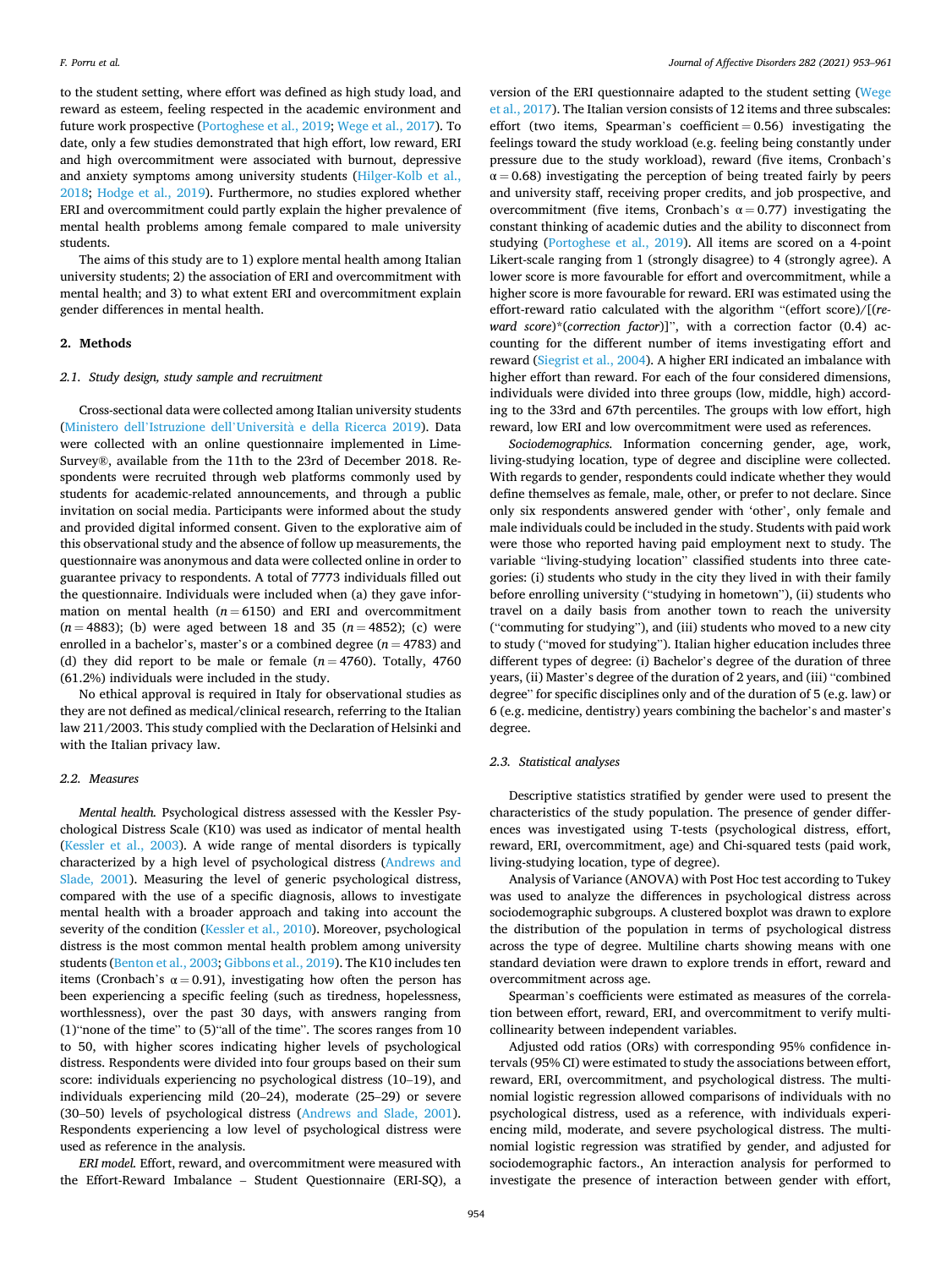to the student setting, where effort was defined as high study load, and reward as esteem, feeling respected in the academic environment and future work prospective (Portoghese et al., 2019; Wege et al., 2017). To date, only a few studies demonstrated that high effort, low reward, ERI and high overcommitment were associated with burnout, depressive and anxiety symptoms among university students (Hilger-Kolb et al., 2018; Hodge et al., 2019). Furthermore, no studies explored whether ERI and overcommitment could partly explain the higher prevalence of mental health problems among female compared to male university students.

The aims of this study are to 1) explore mental health among Italian university students; 2) the association of ERI and overcommitment with mental health; and 3) to what extent ERI and overcommitment explain gender differences in mental health.

## 2. Methods

### 2.1. Study design, study sample and recruitment

Cross-sectional data were collected among Italian university students (Ministero dell'Istruzione dell'Università e della Ricerca 2019). Data were collected with an online questionnaire implemented in LimeSurvey®, available from the 11th to the 23rd of December 2018. Respondents were recruited through web platforms commonly used by students for academic-related announcements, and through a public invitation on social media. Participants were informed about the study and provided digital informed consent. Given to the explorative aim of this observational study and the absence of follow up measurements, the questionnaire was anonymous and data were collected online in order to guarantee privacy to respondents. A total of 7773 individuals filled out the questionnaire. Individuals were included when (a) they gave information on mental health ($n = 6150$) and ERI and overcommitment ($n = 4883$); (b) were aged between 18 and 35 ($n = 4852$); (c) were enrolled in a bachelor's, master's or a combined degree ($n = 4783$) and (d) they did report to be male or female ($n = 4760$). Totally, 4760 (61.2%) individuals were included in the study.

No ethical approval is required in Italy for observational studies as they are not defined as medical/clinical research, referring to the Italian law 211/2003. This study complied with the Declaration of Helsinki and with the Italian privacy law.

### 2.2. Measures

*Mental health.* Psychological distress assessed with the Kessler Psychological Distress Scale (K10) was used as indicator of mental health (Kessler et al., 2003). A wide range of mental disorders is typically characterized by a high level of psychological distress (Andrews and Slade, 2001). Measuring the level of generic psychological distress, compared with the use of a specific diagnosis, allows to investigate mental health with a broader approach and taking into account the severity of the condition (Kessler et al., 2010). Moreover, psychological distress is the most common mental health problem among university students (Benton et al., 2003; Gibbons et al., 2019). The K10 includes ten items (Cronbach's $\alpha = 0.91$), investigating how often the person has been experiencing a specific feeling (such as tiredness, hopelessness, worthlessness), over the past 30 days, with answers ranging from (1)"none of the time" to (5)"all of the time". The scores ranges from 10 to 50, with higher scores indicating higher levels of psychological distress. Respondents were divided into four groups based on their sum score: individuals experiencing no psychological distress (10–19), and individuals experiencing mild (20–24), moderate (25–29) or severe (30–50) levels of psychological distress (Andrews and Slade, 2001). Respondents experiencing a low level of psychological distress were used as reference in the analysis.

*ERI model.* Effort, reward, and overcommitment were measured with the Effort-Reward Imbalance – Student Questionnaire (ERI-SQ), a version of the ERI questionnaire adapted to the student setting (Wege et al., 2017). The Italian version consists of 12 items and three subscales: effort (two items, Spearman's coefficient = 0.56) investigating the feelings toward the study workload (e.g. feeling being constantly under pressure due to the study workload), reward (five items, Cronbach's $\alpha = 0.68$) investigating the perception of being treated fairly by peers and university staff, receiving proper credits, and job prospective, and overcommitment (five items, Cronbach's $\alpha = 0.77$) investigating the constant thinking of academic duties and the ability to disconnect from studying (Portoghese et al., 2019). All items are scored on a 4-point Likert-scale ranging from 1 (strongly disagree) to 4 (strongly agree). A lower score is more favourable for effort and overcommitment, while a higher score is more favourable for reward. ERI was estimated using the effort-reward ratio calculated with the algorithm "(effort score)/[(*reward score*)*(*correction factor*)]", with a correction factor (0.4) accounting for the different number of items investigating effort and reward (Siegrist et al., 2004). A higher ERI indicated an imbalance with higher effort than reward. For each of the four considered dimensions, individuals were divided into three groups (low, middle, high) according to the 33rd and 67th percentiles. The groups with low effort, high reward, low ERI and low overcommitment were used as references.

*Sociodemographics.* Information concerning gender, age, work, living-studying location, type of degree and discipline were collected. With regards to gender, respondents could indicate whether they would define themselves as female, male, other, or prefer to not declare. Since only six respondents answered gender with 'other', only female and male individuals could be included in the study. Students with paid work were those who reported having paid employment next to study. The variable "living-studying location" classified students into three categories: (i) students who study in the city they lived in with their family before enrolling university ("studying in hometown"), (ii) students who travel on a daily basis from another town to reach the university ("commuting for studying"), and (iii) students who moved to a new city to study ("moved for studying"). Italian higher education includes three different types of degree: (i) Bachelor's degree of the duration of three years, (ii) Master's degree of the duration of 2 years, and (iii) "combined degree" for specific disciplines only and of the duration of 5 (e.g. law) or 6 (e.g. medicine, dentistry) years combining the bachelor's and master's degree.

### 2.3. Statistical analyses

Descriptive statistics stratified by gender were used to present the characteristics of the study population. The presence of gender differences was investigated using T-tests (psychological distress, effort, reward, ERI, overcommitment, age) and Chi-squared tests (paid work, living-studying location, type of degree).

Analysis of Variance (ANOVA) with Post Hoc test according to Tukey was used to analyze the differences in psychological distress across sociodemographic subgroups. A clustered boxplot was drawn to explore the distribution of the population in terms of psychological distress across the type of degree. Multiline charts showing means with one standard deviation were drawn to explore trends in effort, reward and overcommitment across age.

Spearman's coefficients were estimated as measures of the correlation between effort, reward, ERI, and overcommitment to verify multicollinearity between independent variables.

Adjusted odd ratios (ORs) with corresponding 95% confidence intervals (95% CI) were estimated to study the associations between effort, reward, ERI, overcommitment, and psychological distress. The multinomial logistic regression allowed comparisons of individuals with no psychological distress, used as a reference, with individuals experiencing mild, moderate, and severe psychological distress. The multinomial logistic regression was stratified by gender, and adjusted for sociodemographic factors., An interaction analysis for performed to investigate the presence of interaction between gender with effort,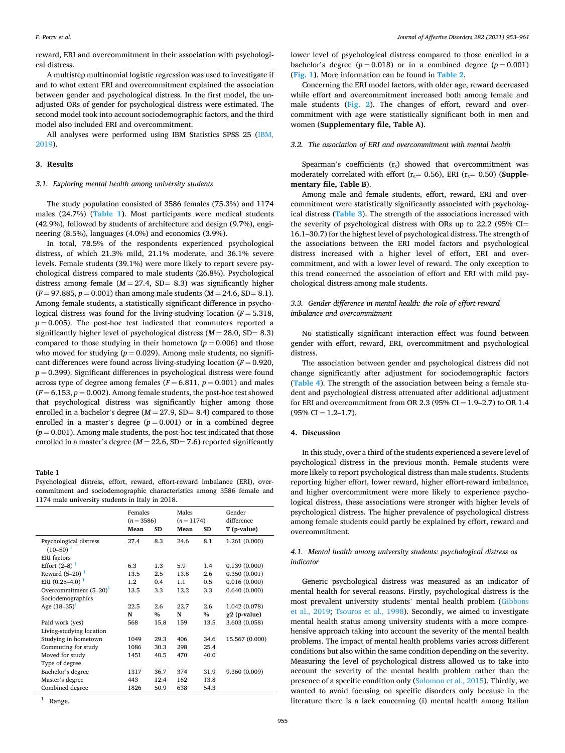reward, ERI and overcommitment in their association with psychological distress.

A multistep multinomial logistic regression was used to investigate if and to what extent ERI and overcommitment explained the association between gender and psychological distress. In the first model, the unadjusted ORs of gender for psychological distress were estimated. The second model took into account sociodemographic factors, and the third model also included ERI and overcommitment.

All analyses were performed using IBM Statistics SPSS 25 (IBM, 2019).

## 3. Results

### 3.1. Exploring mental health among university students

The study population consisted of 3586 females (75.3%) and 1174 males (24.7%) (**Table 1**). Most participants were medical students (42.9%), followed by students of architecture and design (9.7%), engineering (8.5%), languages (4.0%) and economics (3.9%).

In total, 78.5% of the respondents experienced psychological distress, of which 21.3% mild, 21.1% moderate, and 36.1% severe levels. Female students (39.1%) were more likely to report severe psychological distress compared to male students (26.8%). Psychological distress among female ($M = 27.4$, SD= 8.3) was significantly higher ($F = 97.885$, $p = 0.001$) than among male students ($M = 24.6$, SD= 8.1). Among female students, a statistically significant difference in psychological distress was found for the living-studying location ($F = 5.318$, $p = 0.005$). The post-hoc test indicated that commuters reported a significantly higher level of psychological distress ($M = 28.0$, SD= 8.3) compared to those studying in their hometown ($p = 0.006$) and those who moved for studying ($p = 0.029$). Among male students, no significant differences were found across living-studying location ($F = 0.920$, $p = 0.399$). Significant differences in psychological distress were found across type of degree among females ($F = 6.811$, $p = 0.001$) and males ($F = 6.153$, $p = 0.002$). Among female students, the post-hoc test showed that psychological distress was significantly higher among those enrolled in a bachelor's degree ($M = 27.9$, SD= 8.4) compared to those enrolled in a master's degree ($p = 0.001$) or in a combined degree ($p = 0.001$). Among male students, the post-hoc test indicated that those enrolled in a master's degree ($M = 22.6$, SD= 7.6) reported significantly lower level of psychological distress compared to those enrolled in a bachelor's degree ($p = 0.018$) or in a combined degree ($p = 0.001$) (**Fig. 1**). More information can be found in **Table 2**.

Concerning the ERI model factors, with older age, reward decreased while effort and overcommitment increased both among female and male students (**Fig. 2**). The changes of effort, reward and overcommitment with age were statistically significant both in men and women (**Supplementary file, Table A**).

**Table 1**
Psychological distress, effort, reward, effort-reward imbalance (ERI), overcommitment and sociodemographic characteristics among 3586 female and 1174 male university students in Italy in 2018.

| | Females ($n = 3586$) | | Males ($n = 1174$) | | Gender difference |
|---|---|---|---|---|---|
| | Mean | SD | Mean | SD | T (p-value) |
| Psychological distress (10–50) [1] | 27.4 | 8.3 | 24.6 | 8.1 | 1.261 (0.000) |
| ERI factors | | | | | |
| Effort (2–8) [1] | 6.3 | 1.3 | 5.9 | 1.4 | 0.139 (0.000) |
| Reward (5–20) [1] | 13.5 | 2.5 | 13.8 | 2.6 | 0.350 (0.001) |
| ERI (0.25–4.0) [1] | 1.2 | 0.4 | 1.1 | 0.5 | 0.016 (0.000) |
| Overcommitment (5–20) [1] | 13.5 | 3.3 | 12.2 | 3.3 | 0.640 (0.000) |
| Sociodemographics | | | | | |
| Age (18–35) [1] | 22.5 | 2.6 | 22.7 | 2.6 | 1.042 (0.078) |
| | N | % | N | % | χ2 (p-value) |
| Paid work (yes) | 568 | 15.8 | 159 | 13.5 | 3.603 (0.058) |
| Living-studying location | | | | | |
| Studying in hometown | 1049 | 29.3 | 406 | 34.6 | 15.567 (0.000) |
| Commuting for study | 1086 | 30.3 | 298 | 25.4 | |
| Moved for study | 1451 | 40.5 | 470 | 40.0 | |
| Type of degree | | | | | |
| Bachelor's degree | 1317 | 36.7 | 374 | 31.9 | 9.360 (0.009) |
| Master's degree | 443 | 12.4 | 162 | 13.8 | |
| Combined degree | 1826 | 50.9 | 638 | 54.3 | |

[1] Range.

### 3.2. The association of ERI and overcommitment with mental health

Spearman's coefficients ($r_s$) showed that overcommitment was moderately correlated with effort ($r_s$= 0.56), ERI ($r_s$= 0.50) (**Supplementary file, Table B**).

Among male and female students, effort, reward, ERI and overcommitment were statistically significantly associated with psychological distress (**Table 3**). The strength of the associations increased with the severity of psychological distress with ORs up to 22.2 (95% CI= 16.1–30.7) for the highest level of psychological distress. The strength of the associations between the ERI model factors and psychological distress increased with a higher level of effort, ERI and overcommitment, and with a lower level of reward. The only exception to this trend concerned the association of effort and ERI with mild psychological distress among male students.

### 3.3. Gender difference in mental health: the role of effort-reward imbalance and overcommitment

No statistically significant interaction effect was found between gender with effort, reward, ERI, overcommitment and psychological distress.

The association between gender and psychological distress did not change significantly after adjustment for sociodemographic factors (**Table 4**). The strength of the association between being a female student and psychological distress attenuated after additional adjustment for ERI and overcommitment from OR 2.3 (95% CI = 1.9–2.7) to OR 1.4 (95% CI = 1.2–1.7).

## 4. Discussion

In this study, over a third of the students experienced a severe level of psychological distress in the previous month. Female students were more likely to report psychological distress than male students. Students reporting higher effort, lower reward, higher effort-reward imbalance, and higher overcommitment were more likely to experience psychological distress, these associations were stronger with higher levels of psychological distress. The higher prevalence of psychological distress among female students could partly be explained by effort, reward and overcommitment.

### 4.1. Mental health among university students: psychological distress as indicator

Generic psychological distress was measured as an indicator of mental health for several reasons. Firstly, psychological distress is the most prevalent university students' mental health problem (Gibbons et al., 2019; Tsouros et al., 1998). Secondly, we aimed to investigate mental health status among university students with a more comprehensive approach taking into account the severity of the mental health problems. The impact of mental health problems varies across different conditions but also within the same condition depending on the severity. Measuring the level of psychological distress allowed us to take into account the severity of the mental health problem rather than the presence of a specific condition only (Salomon et al., 2015). Thirdly, we wanted to avoid focusing on specific disorders only because in the literature there is a lack concerning (i) mental health among Italian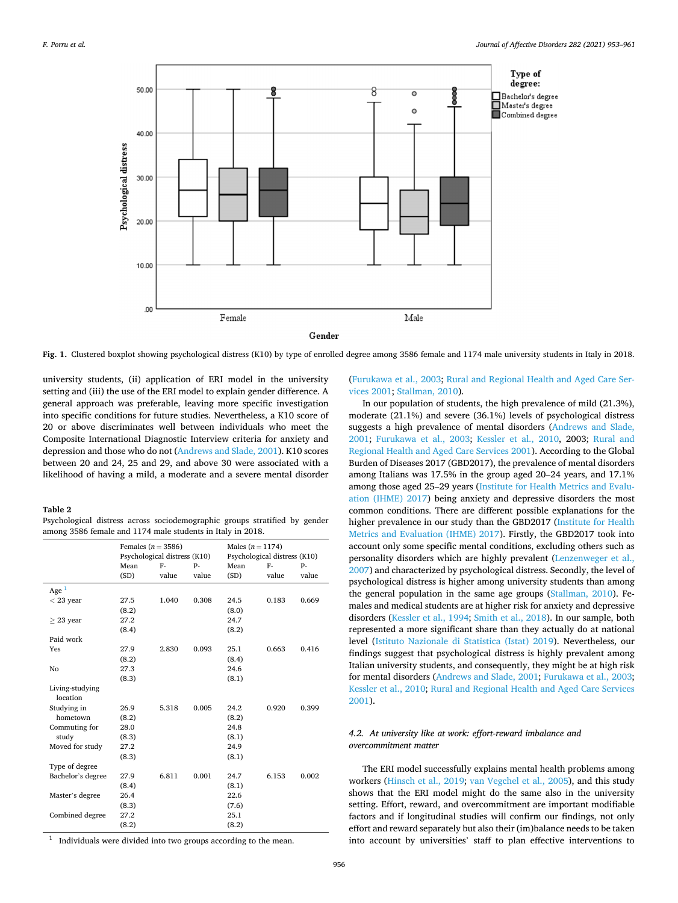Fig. 1. Clustered boxplot showing psychological distress (K10) by type of enrolled degree among 3586 female and 1174 male university students in Italy in 2018.

university students, (ii) application of ERI model in the university setting and (iii) the use of the ERI model to explain gender difference. A general approach was preferable, leaving more specific investigation into specific conditions for future studies. Nevertheless, a K10 score of 20 or above discriminates well between individuals who meet the Composite International Diagnostic Interview criteria for anxiety and depression and those who do not (Andrews and Slade, 2001). K10 scores between 20 and 24, 25 and 29, and above 30 were associated with a likelihood of having a mild, a moderate and a severe mental disorder (Furukawa et al., 2003; Rural and Regional Health and Aged Care Services 2001; Stallman, 2010).

**Table 2**
Psychological distress across sociodemographic groups stratified by gender among 3586 female and 1174 male students in Italy in 2018.

| | Females (n = 3586) Psychological distress (K10) | | | Males (n = 1174) Psychological distress (K10) | | |
|---|---|---|---|---|---|---|
| | Mean (SD) | F-value | P-value | Mean (SD) | F-value | P-value |
| Age [1] | | | | | | |
| < 23 year | 27.5 (8.2) | 1.040 | 0.308 | 24.5 (8.0) | 0.183 | 0.669 |
| ≥ 23 year | 27.2 (8.4) | | | 24.7 (8.2) | | |
| Paid work | | | | | | |
| Yes | 27.9 (8.2) | 2.830 | 0.093 | 25.1 (8.4) | 0.663 | 0.416 |
| No | 27.3 (8.3) | | | 24.6 (8.1) | | |
| Living-studying location | | | | | | |
| Studying in hometown | 26.9 (8.2) | 5.318 | 0.005 | 24.2 (8.2) | 0.920 | 0.399 |
| Commuting for study | 28.0 (8.3) | | | 24.8 (8.1) | | |
| Moved for study | 27.2 (8.3) | | | 24.9 (8.1) | | |
| Type of degree | | | | | | |
| Bachelor's degree | 27.9 (8.4) | 6.811 | 0.001 | 24.7 (8.1) | 6.153 | 0.002 |
| Master's degree | 26.4 (8.3) | | | 22.6 (7.6) | | |
| Combined degree | 27.2 (8.2) | | | 25.1 (8.2) | | |

[1] Individuals were divided into two groups according to the mean.

In our population of students, the high prevalence of mild (21.3%), moderate (21.1%) and severe (36.1%) levels of psychological distress suggests a high prevalence of mental disorders (Andrews and Slade, 2001; Furukawa et al., 2003; Kessler et al., 2010, 2003; Rural and Regional Health and Aged Care Services 2001). According to the Global Burden of Diseases 2017 (GBD2017), the prevalence of mental disorders among Italians was 17.5% in the group aged 20–24 years, and 17.1% among those aged 25–29 years (Institute for Health Metrics and Evaluation (IHME) 2017) being anxiety and depressive disorders the most common conditions. There are different possible explanations for the higher prevalence in our study than the GBD2017 (Institute for Health Metrics and Evaluation (IHME) 2017). Firstly, the GBD2017 took into account only some specific mental conditions, excluding others such as personality disorders which are highly prevalent (Lenzenweger et al., 2007) and characterized by psychological distress. Secondly, the level of psychological distress is higher among university students than among the general population in the same age groups (Stallman, 2010). Females and medical students are at higher risk for anxiety and depressive disorders (Kessler et al., 1994; Smith et al., 2018). In our sample, both represented a more significant share than they actually do at national level (Istituto Nazionale di Statistica (Istat) 2019). Nevertheless, our findings suggest that psychological distress is highly prevalent among Italian university students, and consequently, they might be at high risk for mental disorders (Andrews and Slade, 2001; Furukawa et al., 2003; Kessler et al., 2010; Rural and Regional Health and Aged Care Services 2001).

### *4.2. At university like at work: effort-reward imbalance and overcommitment matter*

The ERI model successfully explains mental health problems among workers (Hinsch et al., 2019; van Vegchel et al., 2005), and this study shows that the ERI model might do the same also in the university setting. Effort, reward, and overcommitment are important modifiable factors and if longitudinal studies will confirm our findings, not only effort and reward separately but also their (im)balance needs to be taken into account by universities' staff to plan effective interventions to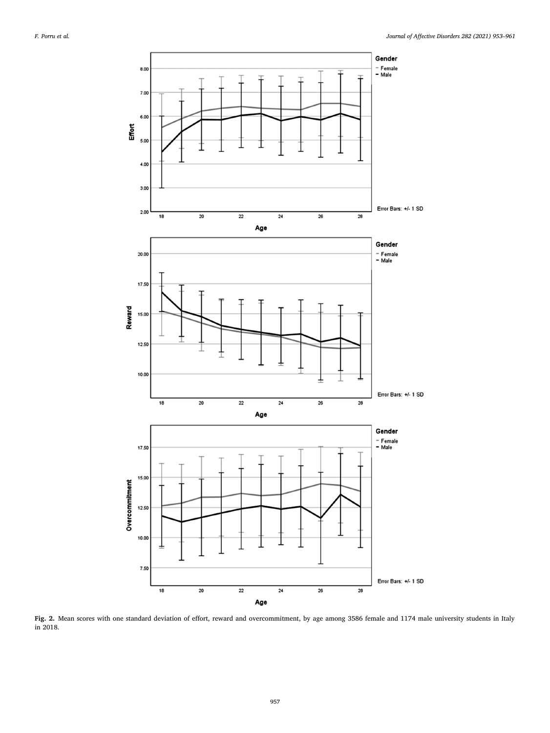Fig. 2. Mean scores with one standard deviation of effort, reward and overcommitment, by age among 3586 female and 1174 male university students in Italy in 2018.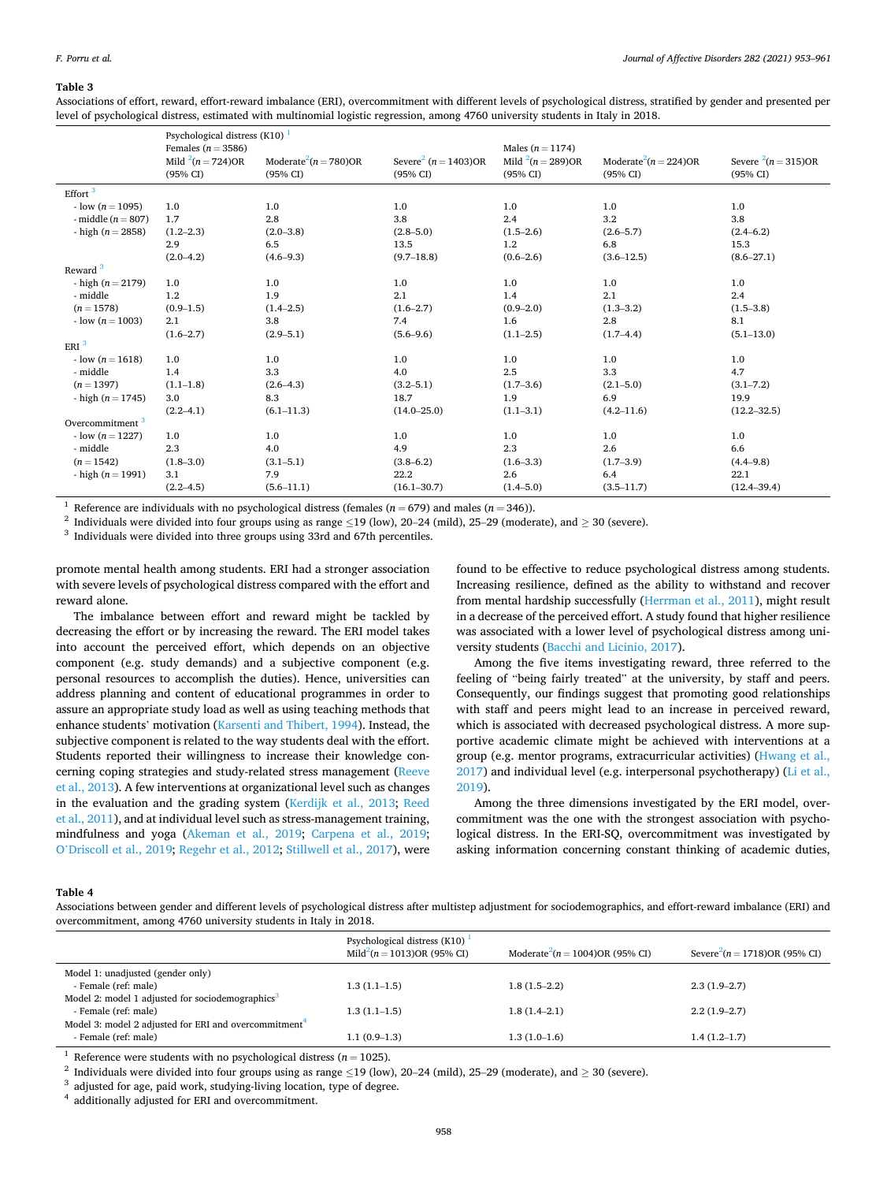**Table 3**

Associations of effort, reward, effort-reward imbalance (ERI), overcommitment with different levels of psychological distress, stratified by gender and presented per level of psychological distress, estimated with multinomial logistic regression, among 4760 university students in Italy in 2018.

| | Psychological distress (K10) [1] Females ($n = 3586$) | | | Males ($n = 1174$) | | |
|---|---|---|---|---|---|---|
| | Mild [2]($n = 724$)OR (95% CI) | Moderate[2]($n = 780$)OR (95% CI) | Severe[2] ($n = 1403$)OR (95% CI) | Mild [2]($n = 289$)OR (95% CI) | Moderate[2]($n = 224$)OR (95% CI) | Severe [2]($n = 315$)OR (95% CI) |
| Effort [3] | | | | | | |
| - low ($n = 1095$) | 1.0 | 1.0 | 1.0 | 1.0 | 1.0 | 1.0 |
| - middle ($n = 807$) | 1.7 (1.2–2.3) | 2.8 (2.0–3.8) | 3.8 (2.8–5.0) | 2.4 (1.5–2.6) | 3.2 (2.6–5.7) | 3.8 (2.4–6.2) |
| - high ($n = 2858$) | 2.9 (2.0–4.2) | 6.5 (4.6–9.3) | 13.5 (9.7–18.8) | 1.2 (0.6–2.6) | 6.8 (3.6–12.5) | 15.3 (8.6–27.1) |
| Reward [3] | | | | | | |
| - high ($n = 2179$) | 1.0 | 1.0 | 1.0 | 1.0 | 1.0 | 1.0 |
| - middle ($n = 1578$) | 1.2 (0.9–1.5) | 1.9 (1.4–2.5) | 2.1 (1.6–2.7) | 1.4 (0.9–2.0) | 2.1 (1.3–3.2) | 2.4 (1.5–3.8) |
| - low ($n = 1003$) | 2.1 (1.6–2.7) | 3.8 (2.9–5.1) | 7.4 (5.6–9.6) | 1.6 (1.1–2.5) | 2.8 (1.7–4.4) | 8.1 (5.1–13.0) |
| ERI [3] | | | | | | |
| - low ($n = 1618$) | 1.0 | 1.0 | 1.0 | 1.0 | 1.0 | 1.0 |
| - middle ($n = 1397$) | 1.4 (1.1–1.8) | 3.3 (2.6–4.3) | 4.0 (3.2–5.1) | 2.5 (1.7–3.6) | 3.3 (2.1–5.0) | 4.7 (3.1–7.2) |
| - high ($n = 1745$) | 3.0 (2.2–4.1) | 8.3 (6.1–11.3) | 18.7 (14.0–25.0) | 1.9 (1.1–3.1) | 6.9 (4.2–11.6) | 19.9 (12.2–32.5) |
| Overcommitment [3] | | | | | | |
| - low ($n = 1227$) | 1.0 | 1.0 | 1.0 | 1.0 | 1.0 | 1.0 |
| - middle ($n = 1542$) | 2.3 (1.8–3.0) | 4.0 (3.1–5.1) | 4.9 (3.8–6.2) | 2.3 (1.6–3.3) | 2.6 (1.7–3.9) | 6.6 (4.4–9.8) |
| - high ($n = 1991$) | 3.1 (2.2–4.5) | 7.9 (5.6–11.1) | 22.2 (16.1–30.7) | 2.6 (1.4–5.0) | 6.4 (3.5–11.7) | 22.1 (12.4–39.4) |

[1] Reference are individuals with no psychological distress (females ($n = 679$) and males ($n = 346$)).
[2] Individuals were divided into four groups using as range ≤19 (low), 20–24 (mild), 25–29 (moderate), and ≥ 30 (severe).
[3] Individuals were divided into three groups using 33rd and 67th percentiles.

promote mental health among students. ERI had a stronger association with severe levels of psychological distress compared with the effort and reward alone.

The imbalance between effort and reward might be tackled by decreasing the effort or by increasing the reward. The ERI model takes into account the perceived effort, which depends on an objective component (e.g. study demands) and a subjective component (e.g. personal resources to accomplish the duties). Hence, universities can address planning and content of educational programmes in order to assure an appropriate study load as well as using teaching methods that enhance students' motivation (Karsenti and Thibert, 1994). Instead, the subjective component is related to the way students deal with the effort. Students reported their willingness to increase their knowledge concerning coping strategies and study-related stress management (Reeve et al., 2013). A few interventions at organizational level such as changes in the evaluation and the grading system (Kerdijk et al., 2013; Reed et al., 2011), and at individual level such as stress-management training, mindfulness and yoga (Akeman et al., 2019; Carpena et al., 2019; O'Driscoll et al., 2019; Regehr et al., 2012; Stillwell et al., 2017), were found to be effective to reduce psychological distress among students. Increasing resilience, defined as the ability to withstand and recover from mental hardship successfully (Herrman et al., 2011), might result in a decrease of the perceived effort. A study found that higher resilience was associated with a lower level of psychological distress among university students (Bacchi and Licinio, 2017).

Among the five items investigating reward, three referred to the feeling of "being fairly treated" at the university, by staff and peers. Consequently, our findings suggest that promoting good relationships with staff and peers might lead to an increase in perceived reward, which is associated with decreased psychological distress. A more supportive academic climate might be achieved with interventions at a group (e.g. mentor programs, extracurricular activities) (Hwang et al., 2017) and individual level (e.g. interpersonal psychotherapy) (Li et al., 2019).

Among the three dimensions investigated by the ERI model, overcommitment was the one with the strongest association with psychological distress. In the ERI-SQ, overcommitment was investigated by asking information concerning constant thinking of academic duties,

**Table 4**

Associations between gender and different levels of psychological distress after multistep adjustment for sociodemographics, and effort-reward imbalance (ERI) and overcommitment, among 4760 university students in Italy in 2018.

| | Psychological distress (K10) [1] Mild[2]($n = 1013$)OR (95% CI) | Moderate[2]($n = 1004$)OR (95% CI) | Severe[2]($n = 1718$)OR (95% CI) |
|---|---|---|---|
| Model 1: unadjusted (gender only) | | | |
| - Female (ref: male) | 1.3 (1.1–1.5) | 1.8 (1.5–2.2) | 2.3 (1.9–2.7) |
| Model 2: model 1 adjusted for sociodemographics[3] | | | |
| - Female (ref: male) | 1.3 (1.1–1.5) | 1.8 (1.4–2.1) | 2.2 (1.9–2.7) |
| Model 3: model 2 adjusted for ERI and overcommitment[4] | | | |
| - Female (ref: male) | 1.1 (0.9–1.3) | 1.3 (1.0–1.6) | 1.4 (1.2–1.7) |

[1] Reference were students with no psychological distress ($n = 1025$).
[2] Individuals were divided into four groups using as range ≤19 (low), 20–24 (mild), 25–29 (moderate), and ≥ 30 (severe).
[3] adjusted for age, paid work, studying-living location, type of degree.
[4] additionally adjusted for ERI and overcommitment.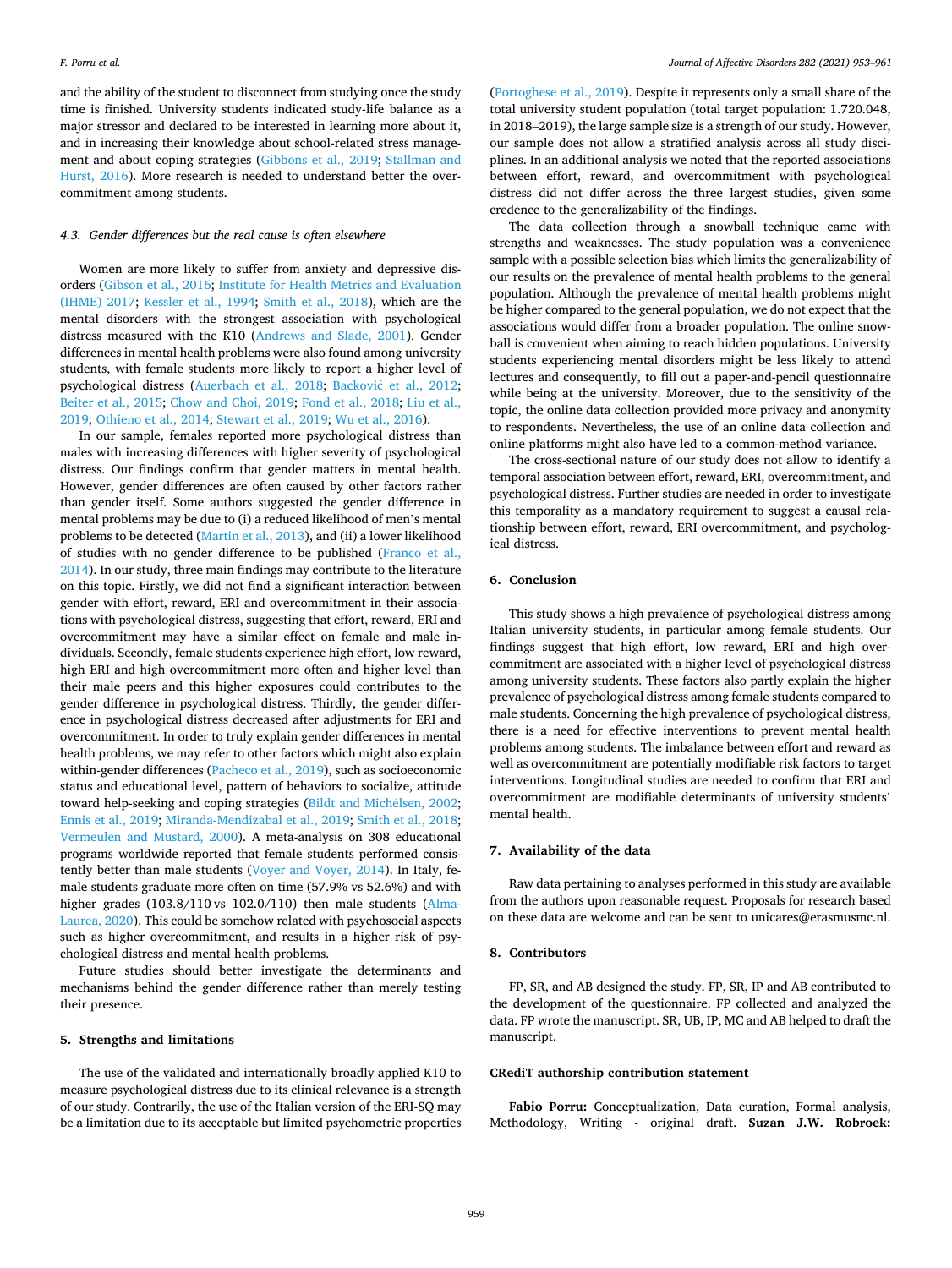and the ability of the student to disconnect from studying once the study time is finished. University students indicated study-life balance as a major stressor and declared to be interested in learning more about it, and in increasing their knowledge about school-related stress management and about coping strategies (Gibbons et al., 2019; Stallman and Hurst, 2016). More research is needed to understand better the overcommitment among students.

### 4.3. Gender differences but the real cause is often elsewhere

Women are more likely to suffer from anxiety and depressive disorders (Gibson et al., 2016; Institute for Health Metrics and Evaluation (IHME) 2017; Kessler et al., 1994; Smith et al., 2018), which are the mental disorders with the strongest association with psychological distress measured with the K10 (Andrews and Slade, 2001). Gender differences in mental health problems were also found among university students, with female students more likely to report a higher level of psychological distress (Auerbach et al., 2018; Backović et al., 2012; Beiter et al., 2015; Chow and Choi, 2019; Fond et al., 2018; Liu et al., 2019; Othieno et al., 2014; Stewart et al., 2019; Wu et al., 2016).

In our sample, females reported more psychological distress than males with increasing differences with higher severity of psychological distress. Our findings confirm that gender matters in mental health. However, gender differences are often caused by other factors rather than gender itself. Some authors suggested the gender difference in mental problems may be due to (i) a reduced likelihood of men's mental problems to be detected (Martin et al., 2013), and (ii) a lower likelihood of studies with no gender difference to be published (Franco et al., 2014). In our study, three main findings may contribute to the literature on this topic. Firstly, we did not find a significant interaction between gender with effort, reward, ERI and overcommitment in their associations with psychological distress, suggesting that effort, reward, ERI and overcommitment may have a similar effect on female and male individuals. Secondly, female students experience high effort, low reward, high ERI and high overcommitment more often and higher level than their male peers and this higher exposures could contributes to the gender difference in psychological distress. Thirdly, the gender difference in psychological distress decreased after adjustments for ERI and overcommitment. In order to truly explain gender differences in mental health problems, we may refer to other factors which might also explain within-gender differences (Pacheco et al., 2019), such as socioeconomic status and educational level, pattern of behaviors to socialize, attitude toward help-seeking and coping strategies (Bildt and Michélsen, 2002; Ennis et al., 2019; Miranda-Mendizabal et al., 2019; Smith et al., 2018; Vermeulen and Mustard, 2000). A meta-analysis on 308 educational programs worldwide reported that female students performed consistently better than male students (Voyer and Voyer, 2014). In Italy, female students graduate more often on time (57.9% vs 52.6%) and with higher grades (103.8/110 vs 102.0/110) then male students (Alma-Laurea, 2020). This could be somehow related with psychosocial aspects such as higher overcommitment, and results in a higher risk of psychological distress and mental health problems.

Future studies should better investigate the determinants and mechanisms behind the gender difference rather than merely testing their presence.

## 5. Strengths and limitations

The use of the validated and internationally broadly applied K10 to measure psychological distress due to its clinical relevance is a strength of our study. Contrarily, the use of the Italian version of the ERI-SQ may be a limitation due to its acceptable but limited psychometric properties (Portoghese et al., 2019). Despite it represents only a small share of the total university student population (total target population: 1.720.048, in 2018–2019), the large sample size is a strength of our study. However, our sample does not allow a stratified analysis across all study disciplines. In an additional analysis we noted that the reported associations between effort, reward, and overcommitment with psychological distress did not differ across the three largest studies, given some credence to the generalizability of the findings.

The data collection through a snowball technique came with strengths and weaknesses. The study population was a convenience sample with a possible selection bias which limits the generalizability of our results on the prevalence of mental health problems to the general population. Although the prevalence of mental health problems might be higher compared to the general population, we do not expect that the associations would differ from a broader population. The online snowball is convenient when aiming to reach hidden populations. University students experiencing mental disorders might be less likely to attend lectures and consequently, to fill out a paper-and-pencil questionnaire while being at the university. Moreover, due to the sensitivity of the topic, the online data collection provided more privacy and anonymity to respondents. Nevertheless, the use of an online data collection and online platforms might also have led to a common-method variance.

The cross-sectional nature of our study does not allow to identify a temporal association between effort, reward, ERI, overcommitment, and psychological distress. Further studies are needed in order to investigate this temporality as a mandatory requirement to suggest a causal relationship between effort, reward, ERI overcommitment, and psychological distress.

## 6. Conclusion

This study shows a high prevalence of psychological distress among Italian university students, in particular among female students. Our findings suggest that high effort, low reward, ERI and high overcommitment are associated with a higher level of psychological distress among university students. These factors also partly explain the higher prevalence of psychological distress among female students compared to male students. Concerning the high prevalence of psychological distress, there is a need for effective interventions to prevent mental health problems among students. The imbalance between effort and reward as well as overcommitment are potentially modifiable risk factors to target interventions. Longitudinal studies are needed to confirm that ERI and overcommitment are modifiable determinants of university students' mental health.

## 7. Availability of the data

Raw data pertaining to analyses performed in this study are available from the authors upon reasonable request. Proposals for research based on these data are welcome and can be sent to unicares@erasmusmc.nl.

## 8. Contributors

FP, SR, and AB designed the study. FP, SR, IP and AB contributed to the development of the questionnaire. FP collected and analyzed the data. FP wrote the manuscript. SR, UB, IP, MC and AB helped to draft the manuscript.

## CRediT authorship contribution statement

**Fabio Porru:** Conceptualization, Data curation, Formal analysis, Methodology, Writing - original draft. **Suzan J.W. Robroek:**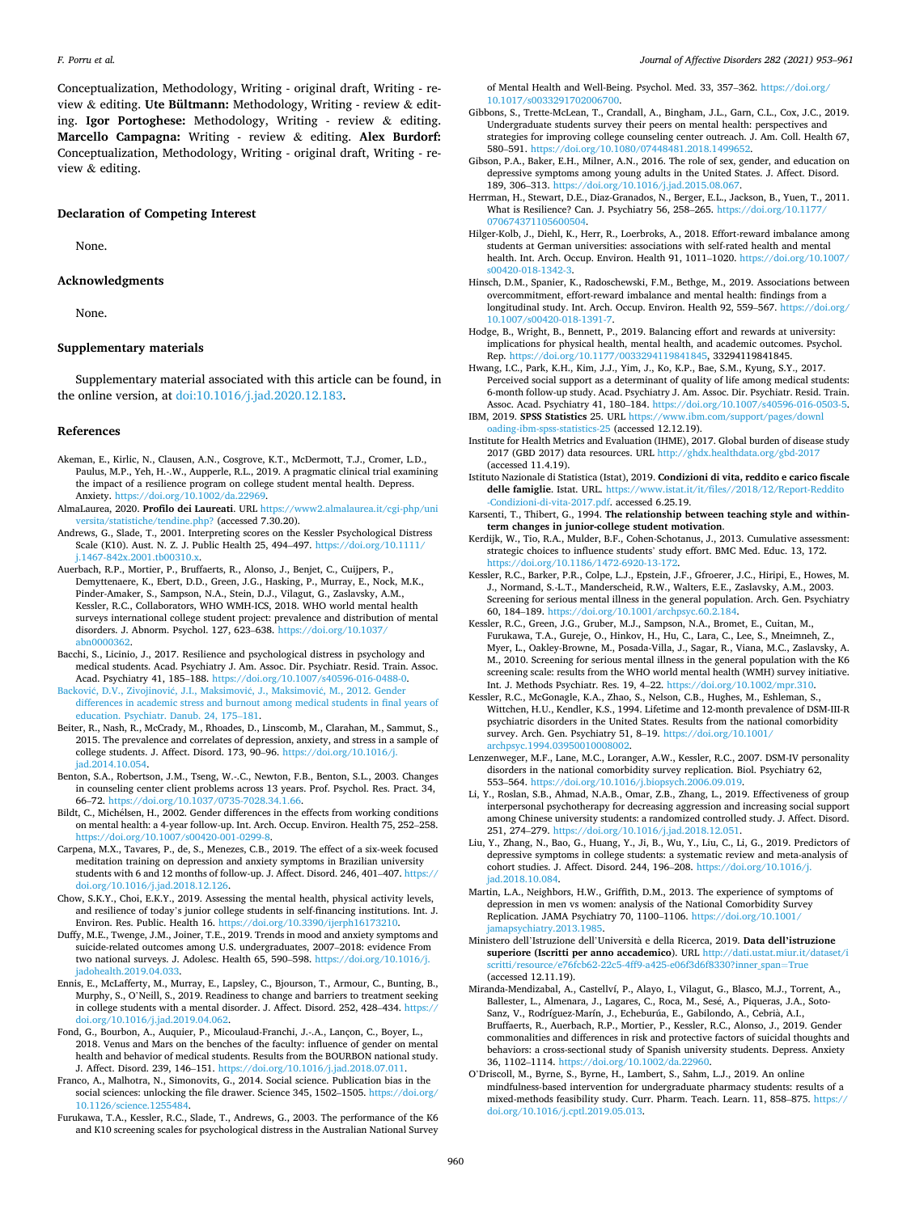Conceptualization, Methodology, Writing - original draft, Writing - review & editing. **Ute Bültmann:** Methodology, Writing - review & editing. **Igor Portoghese:** Methodology, Writing - review & editing. **Marcello Campagna:** Writing - review & editing. **Alex Burdorf:** Conceptualization, Methodology, Writing - original draft, Writing - review & editing.

## Declaration of Competing Interest

None.

## Acknowledgments

None.

## Supplementary materials

Supplementary material associated with this article can be found, in the online version, at doi:10.1016/j.jad.2020.12.183.

## References

Akeman, E., Kirlic, N., Clausen, A.N., Cosgrove, K.T., McDermott, T.J., Cromer, L.D., Paulus, M.P., Yeh, H.-W., Aupperle, R.L., 2019. A pragmatic clinical trial examining the impact of a resilience program on college student mental health. Depress. Anxiety. https://doi.org/10.1002/da.22969.

AlmaLaurea, 2020. **Profilo dei Laureati**. URL https://www2.almalaurea.it/cgi-php/universita/statistiche/tendine.php? (accessed 7.30.20).

Andrews, G., Slade, T., 2001. Interpreting scores on the Kessler Psychological Distress Scale (K10). Aust. N. Z. J. Public Health 25, 494–497. https://doi.org/10.1111/j.1467-842x.2001.tb00310.x.

Auerbach, R.P., Mortier, P., Bruffaerts, R., Alonso, J., Benjet, C., Cuijpers, P., Demyttenaere, K., Ebert, D.D., Green, J.G., Hasking, P., Murray, E., Nock, M.K., Pinder-Amaker, S., Sampson, N.A., Stein, D.J., Vilagut, G., Zaslavsky, A.M., Kessler, R.C., Collaborators, WHO WMH-ICS, 2018. WHO world mental health surveys international college student project: prevalence and distribution of mental disorders. J. Abnorm. Psychol. 127, 623–638. https://doi.org/10.1037/abn0000362.

Bacchi, S., Licinio, J., 2017. Resilience and psychological distress in psychology and medical students. Acad. Psychiatry J. Am. Assoc. Dir. Psychiatr. Resid. Train. Assoc. Acad. Psychiatry 41, 185–188. https://doi.org/10.1007/s40596-016-0488-0.

Backović, D.V., Zivojinović, J.I., Maksimović, J., Maksimović, M., 2012. Gender differences in academic stress and burnout among medical students in final years of education. Psychiatr. Danub. 24, 175–181.

Beiter, R., Nash, R., McCrady, M., Rhoades, D., Linscomb, M., Clarahan, M., Sammut, S., 2015. The prevalence and correlates of depression, anxiety, and stress in a sample of college students. J. Affect. Disord. 173, 90–96. https://doi.org/10.1016/j.jad.2014.10.054.

Benton, S.A., Robertson, J.M., Tseng, W.-C., Newton, F.B., Benton, S.L., 2003. Changes in counseling center client problems across 13 years. Prof. Psychol. Res. Pract. 34, 66–72. https://doi.org/10.1037/0735-7028.34.1.66.

Bildt, C., Michélsen, H., 2002. Gender differences in the effects from working conditions on mental health: a 4-year follow-up. Int. Arch. Occup. Environ. Health 75, 252–258. https://doi.org/10.1007/s00420-001-0299-8.

Carpena, M.X., Tavares, P., de, S., Menezes, C.B., 2019. The effect of a six-week focused meditation training on depression and anxiety symptoms in Brazilian university students with 6 and 12 months of follow-up. J. Affect. Disord. 246, 401–407. https://doi.org/10.1016/j.jad.2018.12.126.

Chow, S.K.Y., Choi, E.K.Y., 2019. Assessing the mental health, physical activity levels, and resilience of today's junior college students in self-financing institutions. Int. J. Environ. Res. Public. Health 16. https://doi.org/10.3390/ijerph16173210.

Duffy, M.E., Twenge, J.M., Joiner, T.E., 2019. Trends in mood and anxiety symptoms and suicide-related outcomes among U.S. undergraduates, 2007–2018: evidence From two national surveys. J. Adolesc. Health 65, 590–598. https://doi.org/10.1016/j.jadohealth.2019.04.033.

Ennis, E., McLafferty, M., Murray, E., Lapsley, C., Bjourson, T., Armour, C., Bunting, B., Murphy, S., O'Neill, S., 2019. Readiness to change and barriers to treatment seeking in college students with a mental disorder. J. Affect. Disord. 252, 428–434. https://doi.org/10.1016/j.jad.2019.04.062.

Fond, G., Bourbon, A., Auquier, P., Micoulaud-Franchi, J.-A., Lançon, C., Boyer, L., 2018. Venus and Mars on the benches of the faculty: influence of gender on mental health and behavior of medical students. Results from the BOURBON national study. J. Affect. Disord. 239, 146–151. https://doi.org/10.1016/j.jad.2018.07.011.

Franco, A., Malhotra, N., Simonovits, G., 2014. Social science. Publication bias in the social sciences: unlocking the file drawer. Science 345, 1502–1505. https://doi.org/10.1126/science.1255484.

Furukawa, T.A., Kessler, R.C., Slade, T., Andrews, G., 2003. The performance of the K6 and K10 screening scales for psychological distress in the Australian National Survey of Mental Health and Well-Being. Psychol. Med. 33, 357–362. https://doi.org/10.1017/s0033291702006700.

Gibbons, S., Trette-McLean, T., Crandall, A., Bingham, J.L., Garn, C.L., Cox, J.C., 2019. Undergraduate students survey their peers on mental health: perspectives and strategies for improving college counseling center outreach. J. Am. Coll. Health 67, 580–591. https://doi.org/10.1080/07448481.2018.1499652.

Gibson, P.A., Baker, E.H., Milner, A.N., 2016. The role of sex, gender, and education on depressive symptoms among young adults in the United States. J. Affect. Disord. 189, 306–313. https://doi.org/10.1016/j.jad.2015.08.067.

Herrman, H., Stewart, D.E., Diaz-Granados, N., Berger, E.L., Jackson, B., Yuen, T., 2011. What is Resilience? Can. J. Psychiatry 56, 258–265. https://doi.org/10.1177/070674371105600504.

Hilger-Kolb, J., Diehl, K., Herr, R., Loerbroks, A., 2018. Effort-reward imbalance among students at German universities: associations with self-rated health and mental health. Int. Arch. Occup. Environ. Health 91, 1011–1020. https://doi.org/10.1007/s00420-018-1342-3.

Hinsch, D.M., Spanier, K., Radoschewski, F.M., Bethge, M., 2019. Associations between overcommitment, effort-reward imbalance and mental health: findings from a longitudinal study. Int. Arch. Occup. Environ. Health 92, 559–567. https://doi.org/10.1007/s00420-018-1391-7.

Hodge, B., Wright, B., Bennett, P., 2019. Balancing effort and rewards at university: implications for physical health, mental health, and academic outcomes. Psychol. Rep. https://doi.org/10.1177/0033294119841845, 33294119841845.

Hwang, I.C., Park, K.H., Kim, J.J., Yim, J., Ko, K.P., Bae, S.M., Kyung, S.Y., 2017. Perceived social support as a determinant of quality of life among medical students: 6-month follow-up study. Acad. Psychiatry J. Am. Assoc. Dir. Psychiatr. Resid. Train. Assoc. Acad. Psychiatry 41, 180–184. https://doi.org/10.1007/s40596-016-0503-5.

IBM, 2019. **SPSS Statistics** 25. URL https://www.ibm.com/support/pages/downloading-ibm-spss-statistics-25 (accessed 12.12.19).

Institute for Health Metrics and Evaluation (IHME), 2017. Global burden of disease study 2017 (GBD 2017) data resources. URL http://ghdx.healthdata.org/gbd-2017 (accessed 11.4.19).

Istituto Nazionale di Statistica (Istat), 2019. **Condizioni di vita, reddito e carico fiscale delle famiglie**. Istat. URL. https://www.istat.it/it/files//2018/12/Report-Reddito-Condizioni-di-vita-2017.pdf. accessed 6.25.19.

Karsenti, T., Thibert, G., 1994. **The relationship between teaching style and within-term changes in junior-college student motivation**.

Kerdijk, W., Tio, R.A., Mulder, B.F., Cohen-Schotanus, J., 2013. Cumulative assessment: strategic choices to influence students' study effort. BMC Med. Educ. 13, 172. https://doi.org/10.1186/1472-6920-13-172.

Kessler, R.C., Barker, P.R., Colpe, L.J., Epstein, J.F., Gfroerer, J.C., Hiripi, E., Howes, M. J., Normand, S.-L.T., Manderscheid, R.W., Walters, E.E., Zaslavsky, A.M., 2003. Screening for serious mental illness in the general population. Arch. Gen. Psychiatry 60, 184–189. https://doi.org/10.1001/archpsyc.60.2.184.

Kessler, R.C., Green, J.G., Gruber, M.J., Sampson, N.A., Bromet, E., Cuitan, M., Furukawa, T.A., Gureje, O., Hinkov, H., Hu, C., Lara, C., Lee, S., Mneimneh, Z., Myer, L., Oakley-Browne, M., Posada-Villa, J., Sagar, R., Viana, M.C., Zaslavsky, A. M., 2010. Screening for serious mental illness in the general population with the K6 screening scale: results from the WHO world mental health (WMH) survey initiative. Int. J. Methods Psychiatr. Res. 19, 4–22. https://doi.org/10.1002/mpr.310.

Kessler, R.C., McGonagle, K.A., Zhao, S., Nelson, C.B., Hughes, M., Eshleman, S., Wittchen, H.U., Kendler, K.S., 1994. Lifetime and 12-month prevalence of DSM-III-R psychiatric disorders in the United States. Results from the national comorbidity survey. Arch. Gen. Psychiatry 51, 8–19. https://doi.org/10.1001/archpsyc.1994.03950010008002.

Lenzenweger, M.F., Lane, M.C., Loranger, A.W., Kessler, R.C., 2007. DSM-IV personality disorders in the national comorbidity survey replication. Biol. Psychiatry 62, 553–564. https://doi.org/10.1016/j.biopsych.2006.09.019.

Li, Y., Roslan, S.B., Ahmad, N.A.B., Omar, Z.B., Zhang, L., 2019. Effectiveness of group interpersonal psychotherapy for decreasing aggression and increasing social support among Chinese university students: a randomized controlled study. J. Affect. Disord. 251, 274–279. https://doi.org/10.1016/j.jad.2018.12.051.

Liu, Y., Zhang, N., Bao, G., Huang, Y., Ji, B., Wu, Y., Liu, C., Li, G., 2019. Predictors of depressive symptoms in college students: a systematic review and meta-analysis of cohort studies. J. Affect. Disord. 244, 196–208. https://doi.org/10.1016/j.jad.2018.10.084.

Martin, L.A., Neighbors, H.W., Griffith, D.M., 2013. The experience of symptoms of depression in men vs women: analysis of the National Comorbidity Survey Replication. JAMA Psychiatry 70, 1100–1106. https://doi.org/10.1001/jamapsychiatry.2013.1985.

Ministero dell'Istruzione dell'Università e della Ricerca, 2019. **Data dell'istruzione superiore (Iscritti per anno accademico)**. URL http://dati.ustat.miur.it/dataset/iscritti/resource/e76fcb62-22c5-4ff9-a425-e06f3d6f8330?inner_span=True (accessed 12.11.19).

Miranda-Mendizabal, A., Castellví, P., Alayo, I., Vilagut, G., Blasco, M.J., Torrent, A., Ballester, L., Almenara, J., Lagares, C., Roca, M., Sesé, A., Piqueras, J.A., Soto-Sanz, V., Rodríguez-Marín, J., Echeburúa, E., Gabilondo, A., Cebrià, A.I., Bruffaerts, R., Auerbach, R.P., Mortier, P., Kessler, R.C., Alonso, J., 2019. Gender commonalities and differences in risk and protective factors of suicidal thoughts and behaviors: a cross-sectional study of Spanish university students. Depress. Anxiety 36, 1102–1114. https://doi.org/10.1002/da.22960.

O'Driscoll, M., Byrne, S., Byrne, H., Lambert, S., Sahm, L.J., 2019. An online mindfulness-based intervention for undergraduate pharmacy students: results of a mixed-methods feasibility study. Curr. Pharm. Teach. Learn. 11, 858–875. https://doi.org/10.1016/j.cptl.2019.05.013.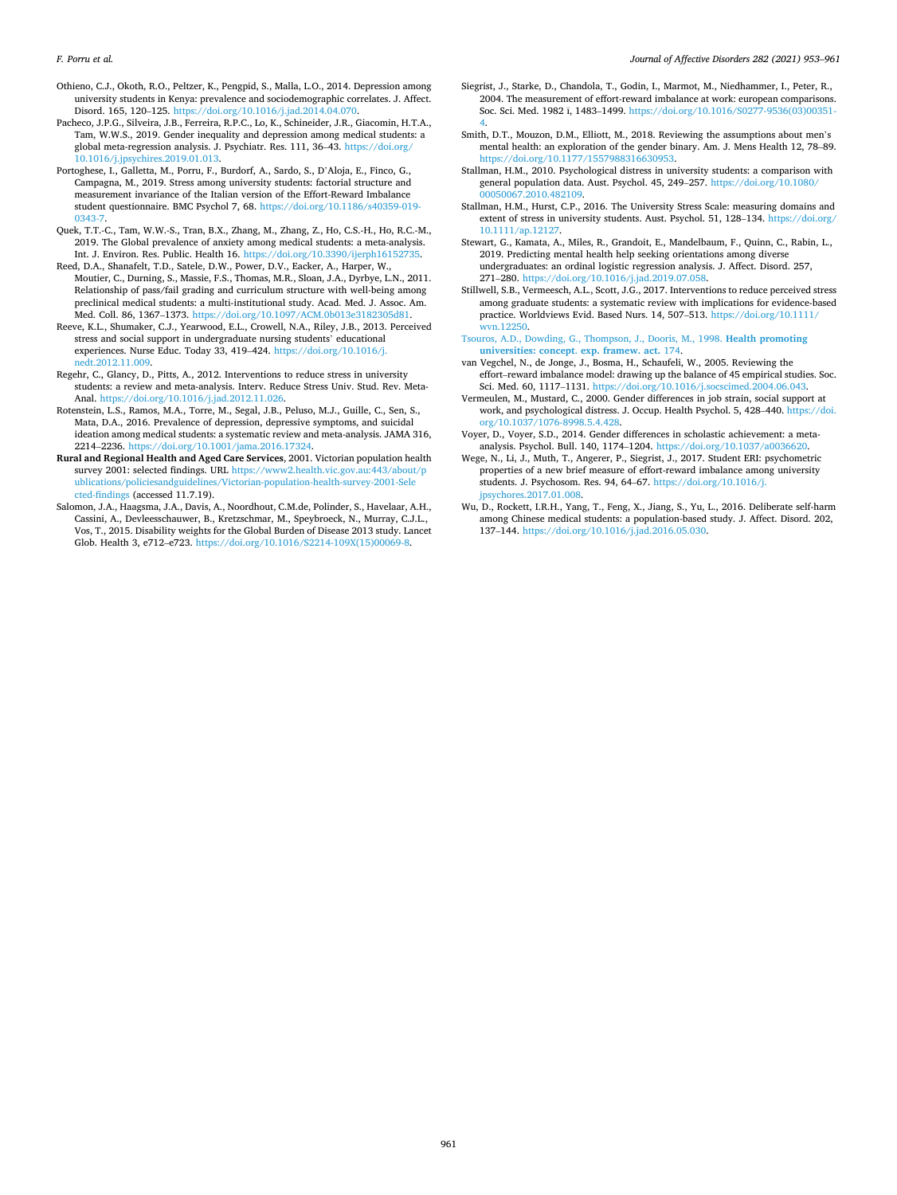Othieno, C.J., Okoth, R.O., Peltzer, K., Pengpid, S., Malla, L.O., 2014. Depression among university students in Kenya: prevalence and sociodemographic correlates. J. Affect. Disord. 165, 120–125. https://doi.org/10.1016/j.jad.2014.04.070.

Pacheco, J.P.G., Silveira, J.B., Ferreira, R.P.C., Lo, K., Schineider, J.R., Giacomin, H.T.A., Tam, W.W.S., 2019. Gender inequality and depression among medical students: a global meta-regression analysis. J. Psychiatr. Res. 111, 36–43. https://doi.org/10.1016/j.jpsychires.2019.01.013.

Portoghese, I., Galletta, M., Porru, F., Burdorf, A., Sardo, S., D`Aloja, E., Finco, G., Campagna, M., 2019. Stress among university students: factorial structure and measurement invariance of the Italian version of the Effort-Reward Imbalance student questionnaire. BMC Psychol 7, 68. https://doi.org/10.1186/s40359-019-0343-7.

Quek, T.T.-C., Tam, W.W.-S., Tran, B.X., Zhang, M., Zhang, Z., Ho, C.S.-H., Ho, R.C.-M., 2019. The Global prevalence of anxiety among medical students: a meta-analysis. Int. J. Environ. Res. Public. Health 16. https://doi.org/10.3390/ijerph16152735.

Reed, D.A., Shanafelt, T.D., Satele, D.W., Power, D.V., Eacker, A., Harper, W., Moutier, C., Durning, S., Massie, F.S., Thomas, M.R., Sloan, J.A., Dyrbye, L.N., 2011. Relationship of pass/fail grading and curriculum structure with well-being among preclinical medical students: a multi-institutional study. Acad. Med. J. Assoc. Am. Med. Coll. 86, 1367–1373. https://doi.org/10.1097/ACM.0b013e3182305d81.

Reeve, K.L., Shumaker, C.J., Yearwood, E.L., Crowell, N.A., Riley, J.B., 2013. Perceived stress and social support in undergraduate nursing students` educational experiences. Nurse Educ. Today 33, 419–424. https://doi.org/10.1016/j.nedt.2012.11.009.

Regehr, C., Glancy, D., Pitts, A., 2012. Interventions to reduce stress in university students: a review and meta-analysis. Interv. Reduce Stress Univ. Stud. Rev. Meta-Anal. https://doi.org/10.1016/j.jad.2012.11.026.

Rotenstein, L.S., Ramos, M.A., Torre, M., Segal, J.B., Peluso, M.J., Guille, C., Sen, S., Mata, D.A., 2016. Prevalence of depression, depressive symptoms, and suicidal ideation among medical students: a systematic review and meta-analysis. JAMA 316, 2214–2236. https://doi.org/10.1001/jama.2016.17324.

**Rural and Regional Health and Aged Care Services**, 2001. Victorian population health survey 2001: selected findings. URL https://www2.health.vic.gov.au:443/about/publications/policiesandguidelines/Victorian-population-health-survey-2001-Selected-findings (accessed 11.7.19).

Salomon, J.A., Haagsma, J.A., Davis, A., Noordhout, C.M.de, Polinder, S., Havelaar, A.H., Cassini, A., Devleesschauwer, B., Kretzschmar, M., Speybroeck, N., Murray, C.J.L., Vos, T., 2015. Disability weights for the Global Burden of Disease 2013 study. Lancet Glob. Health 3, e712–e723. https://doi.org/10.1016/S2214-109X(15)00069-8.

Siegrist, J., Starke, D., Chandola, T., Godin, I., Marmot, M., Niedhammer, I., Peter, R., 2004. The measurement of effort-reward imbalance at work: european comparisons. Soc. Sci. Med. 1982 i, 1483–1499. https://doi.org/10.1016/S0277-9536(03)00351-4.

Smith, D.T., Mouzon, D.M., Elliott, M., 2018. Reviewing the assumptions about men's mental health: an exploration of the gender binary. Am. J. Mens Health 12, 78–89. https://doi.org/10.1177/1557988316630953.

Stallman, H.M., 2010. Psychological distress in university students: a comparison with general population data. Aust. Psychol. 45, 249–257. https://doi.org/10.1080/00050067.2010.482109.

Stallman, H.M., Hurst, C.P., 2016. The University Stress Scale: measuring domains and extent of stress in university students. Aust. Psychol. 51, 128–134. https://doi.org/10.1111/ap.12127.

Stewart, G., Kamata, A., Miles, R., Grandoit, E., Mandelbaum, F., Quinn, C., Rabin, L., 2019. Predicting mental health help seeking orientations among diverse undergraduates: an ordinal logistic regression analysis. J. Affect. Disord. 257, 271–280. https://doi.org/10.1016/j.jad.2019.07.058.

Stillwell, S.B., Vermeesch, A.L., Scott, J.G., 2017. Interventions to reduce perceived stress among graduate students: a systematic review with implications for evidence-based practice. Worldviews Evid. Based Nurs. 14, 507–513. https://doi.org/10.1111/wvn.12250.

Tsouros, A.D., Dowding, G., Thompson, J., Dooris, M., 1998. **Health promoting universities: concept. exp. framew. act.** 174.

van Vegchel, N., de Jonge, J., Bosma, H., Schaufeli, W., 2005. Reviewing the effort–reward imbalance model: drawing up the balance of 45 empirical studies. Soc. Sci. Med. 60, 1117–1131. https://doi.org/10.1016/j.socscimed.2004.06.043.

Vermeulen, M., Mustard, C., 2000. Gender differences in job strain, social support at work, and psychological distress. J. Occup. Health Psychol. 5, 428–440. https://doi.org/10.1037/1076-8998.5.4.428.

Voyer, D., Voyer, S.D., 2014. Gender differences in scholastic achievement: a meta-analysis. Psychol. Bull. 140, 1174–1204. https://doi.org/10.1037/a0036620.

Wege, N., Li, J., Muth, T., Angerer, P., Siegrist, J., 2017. Student ERI: psychometric properties of a new brief measure of effort-reward imbalance among university students. J. Psychosom. Res. 94, 64–67. https://doi.org/10.1016/j.jpsychores.2017.01.008.

Wu, D., Rockett, I.R.H., Yang, T., Feng, X., Jiang, S., Yu, L., 2016. Deliberate self-harm among Chinese medical students: a population-based study. J. Affect. Disord. 202, 137–144. https://doi.org/10.1016/j.jad.2016.05.030.